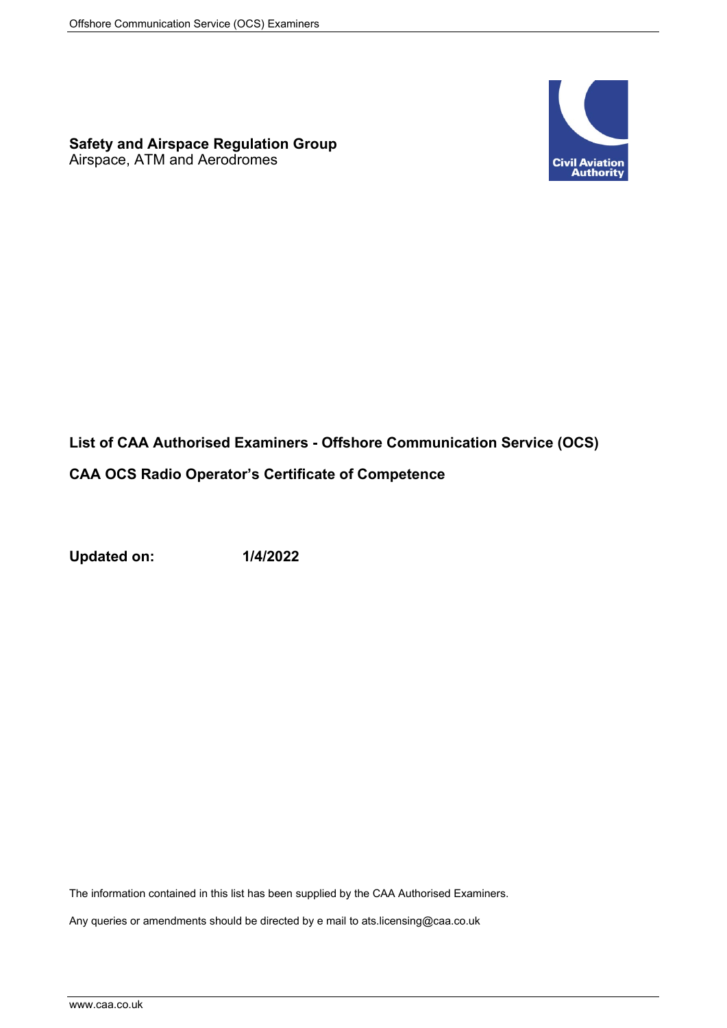**Safety and Airspace Regulation Group**
Airspace, ATM and Aerodromes

# List of CAA Authorised Examiners - Offshore Communication Service (OCS)

## CAA OCS Radio Operator's Certificate of Competence

**Updated on:** **1/4/2022**

The information contained in this list has been supplied by the CAA Authorised Examiners.

Any queries or amendments should be directed by e mail to ats.licensing@caa.co.uk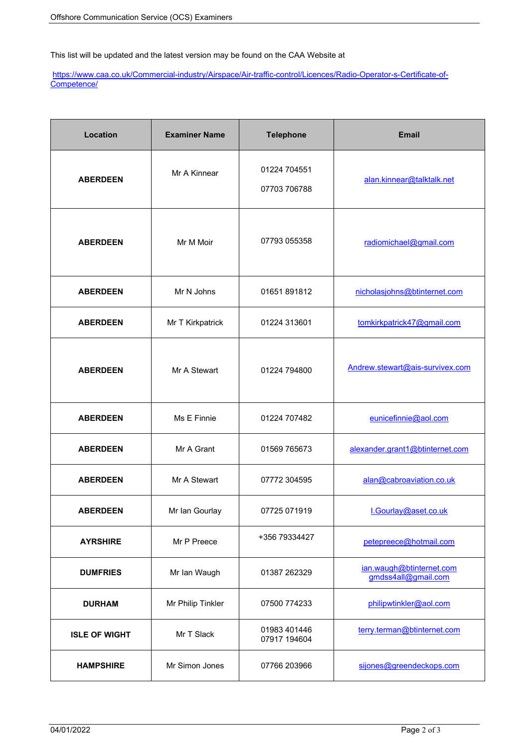This list will be updated and the latest version may be found on the CAA Website at

https://www.caa.co.uk/Commercial-industry/Airspace/Air-traffic-control/Licences/Radio-Operator-s-Certificate-of-Competence/

| Location | Examiner Name | Telephone | Email |
|---|---|---|---|
| **ABERDEEN** | Mr A Kinnear | 01224 704551<br>07703 706788 | alan.kinnear@talktalk.net |
| **ABERDEEN** | Mr M Moir | 07793 055358 | radiomichael@gmail.com |
| **ABERDEEN** | Mr N Johns | 01651 891812 | nicholasjohns@btinternet.com |
| **ABERDEEN** | Mr T Kirkpatrick | 01224 313601 | tomkirkpatrick47@gmail.com |
| **ABERDEEN** | Mr A Stewart | 01224 794800 | Andrew.stewart@ais-survivex.com |
| **ABERDEEN** | Ms E Finnie | 01224 707482 | eunicefinnie@aol.com |
| **ABERDEEN** | Mr A Grant | 01569 765673 | alexander.grant1@btinternet.com |
| **ABERDEEN** | Mr A Stewart | 07772 304595 | alan@cabroaviation.co.uk |
| **ABERDEEN** | Mr Ian Gourlay | 07725 071919 | I.Gourlay@aset.co.uk |
| **AYRSHIRE** | Mr P Preece | +356 79334427 | petepreece@hotmail.com |
| **DUMFRIES** | Mr Ian Waugh | 01387 262329 | ian.waugh@btinternet.com<br>gmdss4all@gmail.com |
| **DURHAM** | Mr Philip Tinkler | 07500 774233 | philipwtinkler@aol.com |
| **ISLE OF WIGHT** | Mr T Slack | 01983 401446<br>07917 194604 | terry.terman@btinternet.com |
| **HAMPSHIRE** | Mr Simon Jones | 07766 203966 | sijones@greendeckops.com |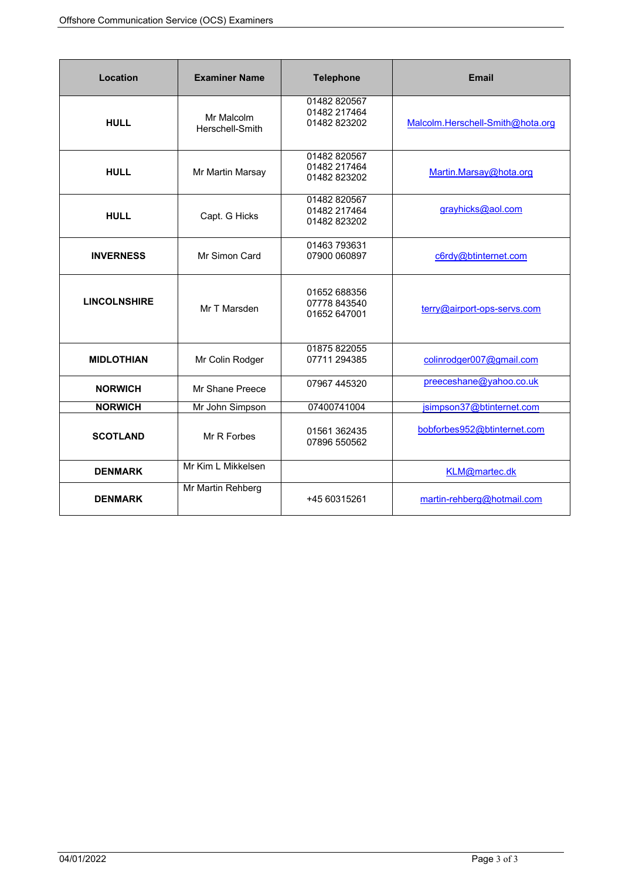| Location | Examiner Name | Telephone | Email |
|---|---|---|---|
| HULL | Mr Malcolm Herschell-Smith | 01482 820567<br>01482 217464<br>01482 823202 | Malcolm.Herschell-Smith@hota.org |
| HULL | Mr Martin Marsay | 01482 820567<br>01482 217464<br>01482 823202 | Martin.Marsay@hota.org |
| HULL | Capt. G Hicks | 01482 820567<br>01482 217464<br>01482 823202 | grayhicks@aol.com |
| INVERNESS | Mr Simon Card | 01463 793631<br>07900 060897 | c6rdy@btinternet.com |
| LINCOLNSHIRE | Mr T Marsden | 01652 688356<br>07778 843540<br>01652 647001 | terry@airport-ops-servs.com |
| MIDLOTHIAN | Mr Colin Rodger | 01875 822055<br>07711 294385 | colinrodger007@gmail.com |
| NORWICH | Mr Shane Preece | 07967 445320 | preeceshane@yahoo.co.uk |
| NORWICH | Mr John Simpson | 07400741004 | jsimpson37@btinternet.com |
| SCOTLAND | Mr R Forbes | 01561 362435<br>07896 550562 | bobforbes952@btinternet.com |
| DENMARK | Mr Kim L Mikkelsen | | KLM@martec.dk |
| DENMARK | Mr Martin Rehberg | +45 60315261 | martin-rehberg@hotmail.com |